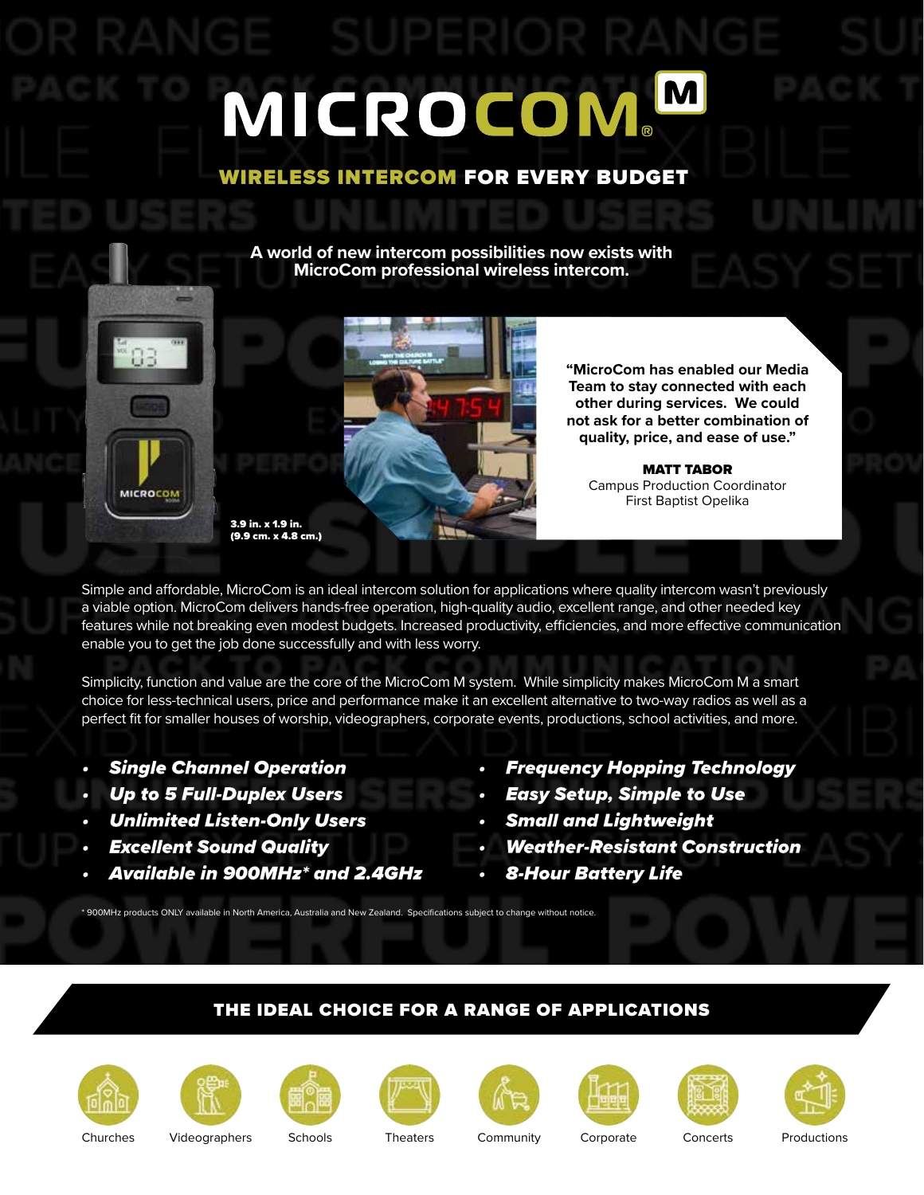# MICROCOM®

## WIRELESS INTERCOM FOR EVERY BUDGET

**A world of new intercom possibilities now exists with MicroCom professional wireless intercom.**

3.9 in. x 1.9 in.
(9.9 cm. x 4.8 cm.)

**"MicroCom has enabled our Media Team to stay connected with each other during services. We could not ask for a better combination of quality, price, and ease of use."**

**MATT TABOR**
Campus Production Coordinator
First Baptist Opelika

Simple and affordable, MicroCom is an ideal intercom solution for applications where quality intercom wasn't previously a viable option. MicroCom delivers hands-free operation, high-quality audio, excellent range, and other needed key features while not breaking even modest budgets. Increased productivity, efficiencies, and more effective communication enable you to get the job done successfully and with less worry.

Simplicity, function and value are the core of the MicroCom M system. While simplicity makes MicroCom M a smart choice for less-technical users, price and performance make it an excellent alternative to two-way radios as well as a perfect fit for smaller houses of worship, videographers, corporate events, productions, school activities, and more.

- ***Single Channel Operation***
- ***Up to 5 Full-Duplex Users***
- ***Unlimited Listen-Only Users***
- ***Excellent Sound Quality***
- ***Available in 900MHz* and 2.4GHz***
- ***Frequency Hopping Technology***
- ***Easy Setup, Simple to Use***
- ***Small and Lightweight***
- ***Weather-Resistant Construction***
- ***8-Hour Battery Life***

* 900MHz products ONLY available in North America, Australia and New Zealand. Specifications subject to change without notice.

## THE IDEAL CHOICE FOR A RANGE OF APPLICATIONS

Churches | Videographers | Schools | Theaters | Community | Corporate | Concerts | Productions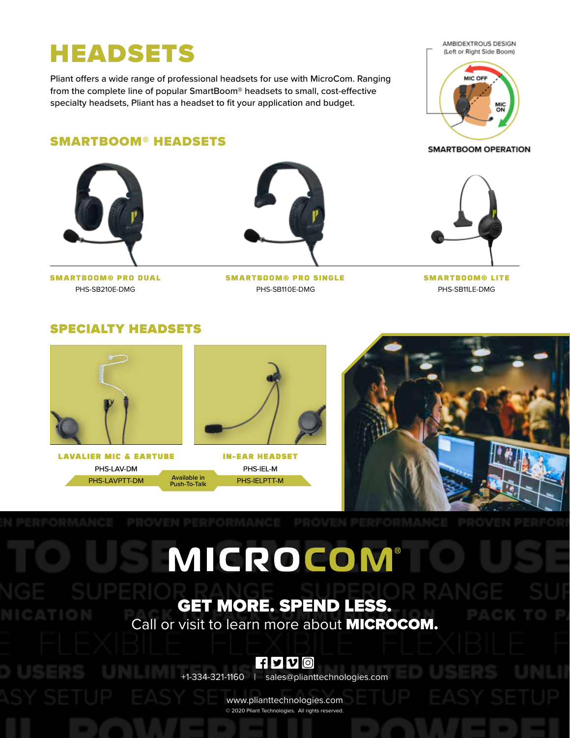# HEADSETS

Pliant offers a wide range of professional headsets for use with MicroCom. Ranging from the complete line of popular SmartBoom® headsets to small, cost-effective specialty headsets, Pliant has a headset to fit your application and budget.

AMBIDEXTROUS DESIGN
(Left or Right Side Boom)

MIC OFF

MIC ON

SMARTBOOM OPERATION

## SMARTBOOM® HEADSETS

**SMARTBOOM® PRO DUAL**
PHS-SB210E-DMG

**SMARTBOOM® PRO SINGLE**
PHS-SB110E-DMG

**SMARTBOOM® LITE**
PHS-SB11LE-DMG

## SPECIALTY HEADSETS

**LAVALIER MIC & EARTUBE**
PHS-LAV-DM
PHS-LAVPTT-DM

**IN-EAR HEADSET**
PHS-IEL-M
PHS-IELPTT-M

Available in Push-To-Talk

# MICROCOM®

**GET MORE. SPEND LESS.**
Call or visit to learn more about **MICROCOM.**

+1-334-321-1160 | sales@plianttechnologies.com

www.plianttechnologies.com

© 2020 Pliant Technologies. All rights reserved.